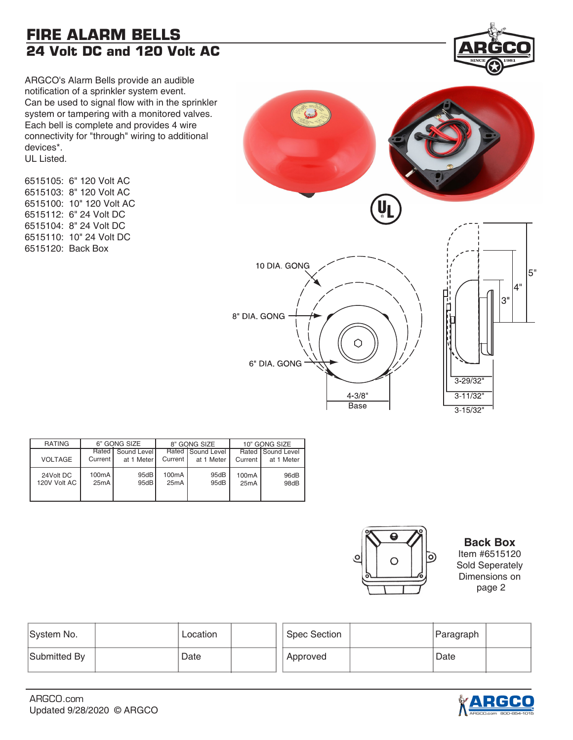# FIRE ALARM BELLS

## 24 Volt DC and 120 Volt AC

ARGCO's Alarm Bells provide an audible notification of a sprinkler system event.
Can be used to signal flow with in the sprinkler system or tampering with a monitored valves.
Each bell is complete and provides 4 wire connectivity for "through" wiring to additional devices*.
UL Listed.

6515105: 6" 120 Volt AC
6515103: 8" 120 Volt AC
6515100: 10" 120 Volt AC
6515112: 6" 24 Volt DC
6515104: 8" 24 Volt DC
6515110: 10" 24 Volt DC
6515120: Back Box

10 DIA. GONG
8" DIA. GONG
6" DIA. GONG
4-3/8" Base
5"
4"
3"
3-29/32"
3-11/32"
3-15/32"

| RATING | 6" GONG SIZE | | 8" GONG SIZE | | 10" GONG SIZE | |
|---|---|---|---|---|---|---|
| VOLTAGE | Rated Current | Sound Level at 1 Meter | Rated Current | Sound Level at 1 Meter | Rated Current | Sound Level at 1 Meter |
| 24Volt DC | 100mA | 95dB | 100mA | 95dB | 100mA | 96dB |
| 120V Volt AC | 25mA | 95dB | 25mA | 95dB | 25mA | 98dB |

**Back Box**
Item #6515120
Sold Seperately
Dimensions on page 2

| System No. | | Location | | Spec Section | | Paragraph | |
|---|---|---|---|---|---|---|---|
| Submitted By | | Date | | Approved | | Date | |

ARGCO.com
Updated 9/28/2020 © ARGCO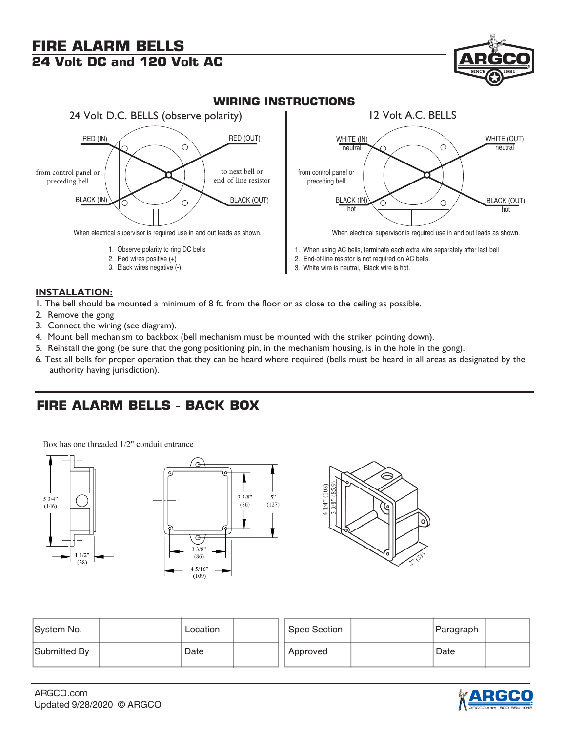# FIRE ALARM BELLS

## 24 Volt DC and 120 Volt AC

## WIRING INSTRUCTIONS

24 Volt D.C. BELLS (observe polarity)

RED (IN)

RED (OUT)

from control panel or preceding bell

to next bell or end-of-line resistor

BLACK (IN)

BLACK (OUT)

When electrical supervisor is required use in and out leads as shown.

1. Observe polarity to ring DC bells
2. Red wires positive (+)
3. Black wires negative (-)

12 Volt A.C. BELLS

WHITE (IN) neutral

WHITE (OUT) neutral

from control panel or preceding bell

BLACK (IN) hot

BLACK (OUT) hot

When electrical supervisor is required use in and out leads as shown.

1. When using AC bells, terminate each extra wire separately after last bell
2. End-of-line resistor is not required on AC bells.
3. White wire is neutral, Black wire is hot.

**INSTALLATION:**

1. The bell should be mounted a minimum of 8 ft. from the floor or as close to the ceiling as possible.
2. Remove the gong
3. Connect the wiring (see diagram).
4. Mount bell mechanism to backbox (bell mechanism must be mounted with the striker pointing down).
5. Reinstall the gong (be sure that the gong positioning pin, in the mechanism housing, is in the hole in the gong).
6. Test all bells for proper operation that they can be heard where required (bells must be heard in all areas as designated by the authority having jurisdiction).

## FIRE ALARM BELLS - BACK BOX

Box has one threaded 1/2" conduit entrance

5 3/4" (146)

1 1/2" (38)

3 3/8" (86)

5" (127)

3 3/8" (86)

4 5/16" (109)

4 1/4" (108)

3 3/8" (85.9)

2" (51)

| | | | | | | | |
|---|---|---|---|---|---|---|---|
| System No. | | Location | | Spec Section | | Paragraph | |
| Submitted By | | Date | | Approved | | Date | |

ARGCO.com
Updated 9/28/2020 © ARGCO